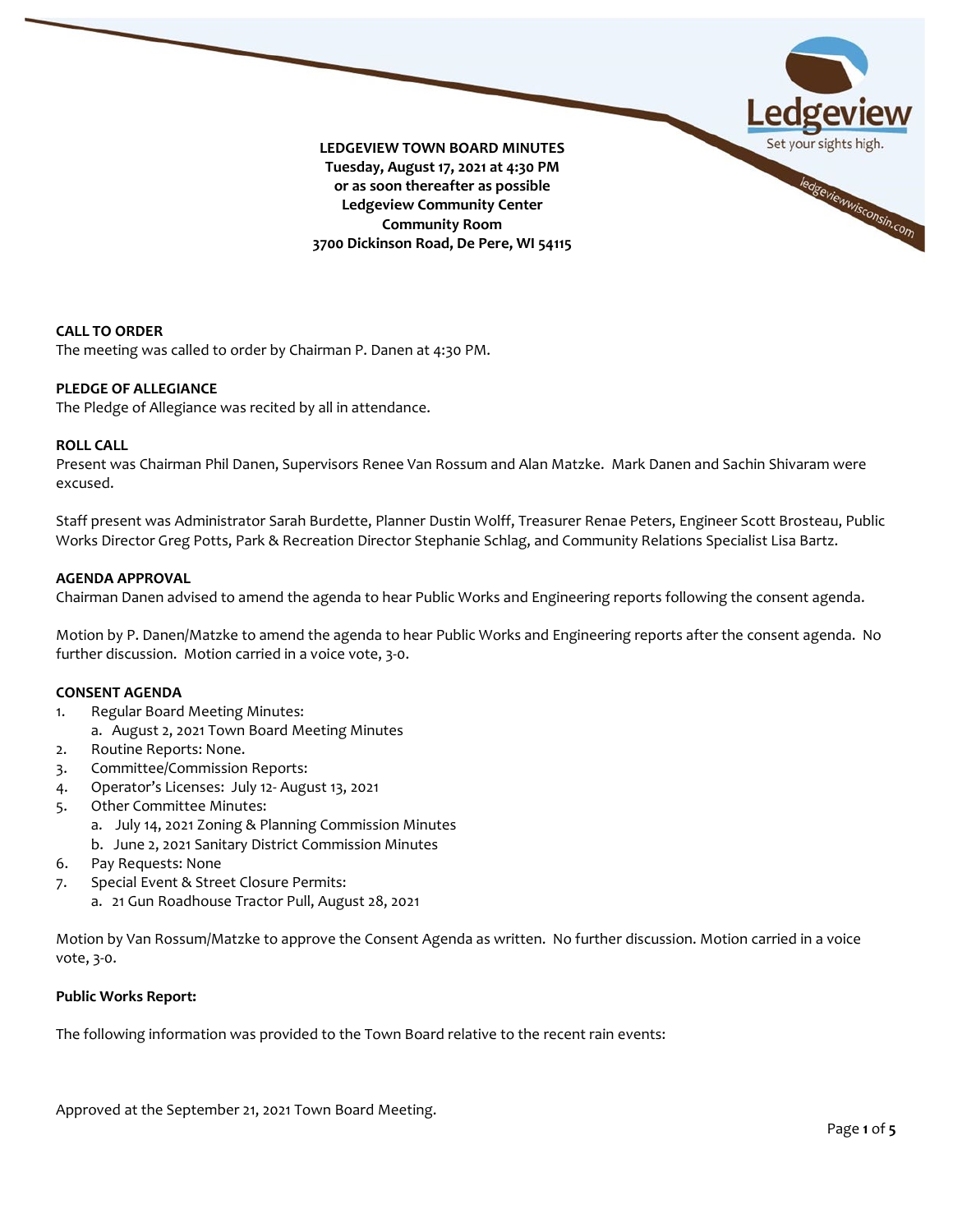**LEDGEVIEW TOWN BOARD MINUTES**
**Tuesday, August 17, 2021 at 4:30 PM**
**or as soon thereafter as possible**
**Ledgeview Community Center**
**Community Room**
**3700 Dickinson Road, De Pere, WI 54115**

**CALL TO ORDER**
The meeting was called to order by Chairman P. Danen at 4:30 PM.

**PLEDGE OF ALLEGIANCE**
The Pledge of Allegiance was recited by all in attendance.

**ROLL CALL**
Present was Chairman Phil Danen, Supervisors Renee Van Rossum and Alan Matzke. Mark Danen and Sachin Shivaram were excused.

Staff present was Administrator Sarah Burdette, Planner Dustin Wolff, Treasurer Renae Peters, Engineer Scott Brosteau, Public Works Director Greg Potts, Park & Recreation Director Stephanie Schlag, and Community Relations Specialist Lisa Bartz.

**AGENDA APPROVAL**
Chairman Danen advised to amend the agenda to hear Public Works and Engineering reports following the consent agenda.

Motion by P. Danen/Matzke to amend the agenda to hear Public Works and Engineering reports after the consent agenda. No further discussion. Motion carried in a voice vote, 3-0.

**CONSENT AGENDA**
1. Regular Board Meeting Minutes:
   a. August 2, 2021 Town Board Meeting Minutes
2. Routine Reports: None.
3. Committee/Commission Reports:
4. Operator's Licenses: July 12- August 13, 2021
5. Other Committee Minutes:
   a. July 14, 2021 Zoning & Planning Commission Minutes
   b. June 2, 2021 Sanitary District Commission Minutes
6. Pay Requests: None
7. Special Event & Street Closure Permits:
   a. 21 Gun Roadhouse Tractor Pull, August 28, 2021

Motion by Van Rossum/Matzke to approve the Consent Agenda as written. No further discussion. Motion carried in a voice vote, 3-0.

**Public Works Report:**

The following information was provided to the Town Board relative to the recent rain events:

Approved at the September 21, 2021 Town Board Meeting.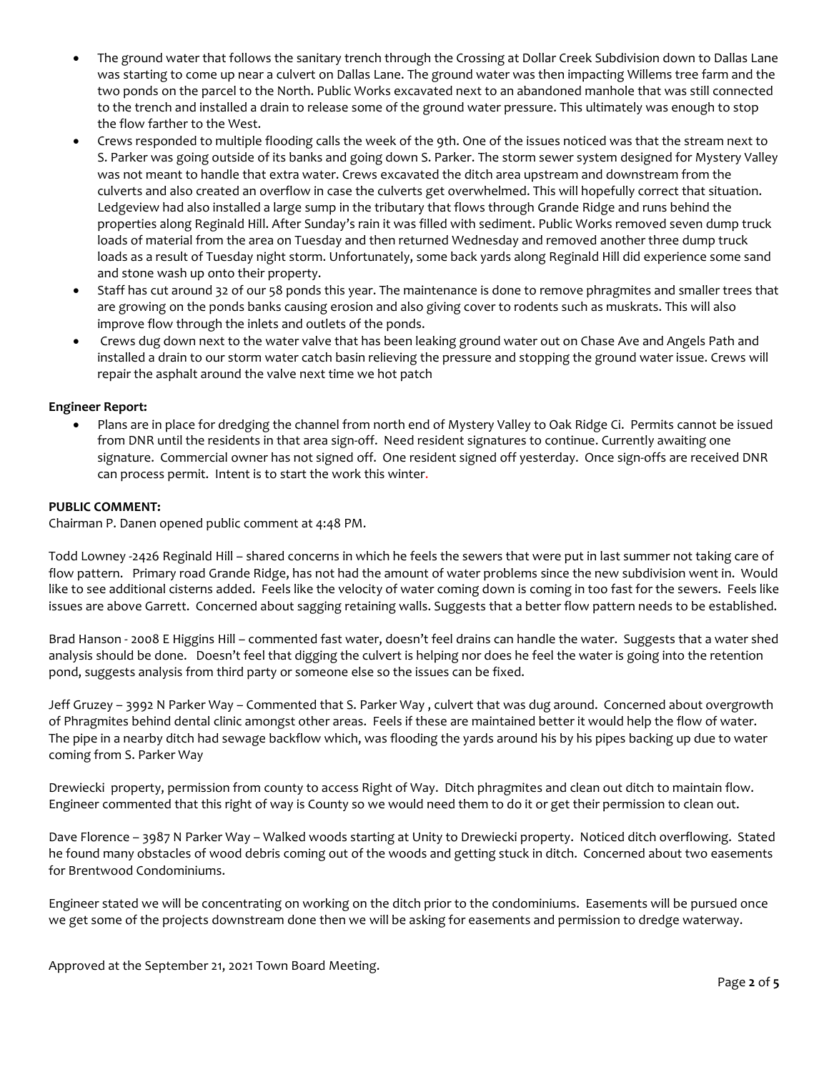- The ground water that follows the sanitary trench through the Crossing at Dollar Creek Subdivision down to Dallas Lane was starting to come up near a culvert on Dallas Lane. The ground water was then impacting Willems tree farm and the two ponds on the parcel to the North. Public Works excavated next to an abandoned manhole that was still connected to the trench and installed a drain to release some of the ground water pressure. This ultimately was enough to stop the flow farther to the West.
- Crews responded to multiple flooding calls the week of the 9th. One of the issues noticed was that the stream next to S. Parker was going outside of its banks and going down S. Parker. The storm sewer system designed for Mystery Valley was not meant to handle that extra water. Crews excavated the ditch area upstream and downstream from the culverts and also created an overflow in case the culverts get overwhelmed. This will hopefully correct that situation. Ledgeview had also installed a large sump in the tributary that flows through Grande Ridge and runs behind the properties along Reginald Hill. After Sunday's rain it was filled with sediment. Public Works removed seven dump truck loads of material from the area on Tuesday and then returned Wednesday and removed another three dump truck loads as a result of Tuesday night storm. Unfortunately, some back yards along Reginald Hill did experience some sand and stone wash up onto their property.
- Staff has cut around 32 of our 58 ponds this year. The maintenance is done to remove phragmites and smaller trees that are growing on the ponds banks causing erosion and also giving cover to rodents such as muskrats. This will also improve flow through the inlets and outlets of the ponds.
- Crews dug down next to the water valve that has been leaking ground water out on Chase Ave and Angels Path and installed a drain to our storm water catch basin relieving the pressure and stopping the ground water issue. Crews will repair the asphalt around the valve next time we hot patch

**Engineer Report:**

- Plans are in place for dredging the channel from north end of Mystery Valley to Oak Ridge Ci. Permits cannot be issued from DNR until the residents in that area sign-off. Need resident signatures to continue. Currently awaiting one signature. Commercial owner has not signed off. One resident signed off yesterday. Once sign-offs are received DNR can process permit. Intent is to start the work this winter.

**PUBLIC COMMENT:**

Chairman P. Danen opened public comment at 4:48 PM.

Todd Lowney -2426 Reginald Hill – shared concerns in which he feels the sewers that were put in last summer not taking care of flow pattern. Primary road Grande Ridge, has not had the amount of water problems since the new subdivision went in. Would like to see additional cisterns added. Feels like the velocity of water coming down is coming in too fast for the sewers. Feels like issues are above Garrett. Concerned about sagging retaining walls. Suggests that a better flow pattern needs to be established.

Brad Hanson - 2008 E Higgins Hill – commented fast water, doesn't feel drains can handle the water. Suggests that a water shed analysis should be done. Doesn't feel that digging the culvert is helping nor does he feel the water is going into the retention pond, suggests analysis from third party or someone else so the issues can be fixed.

Jeff Gruzey – 3992 N Parker Way – Commented that S. Parker Way , culvert that was dug around. Concerned about overgrowth of Phragmites behind dental clinic amongst other areas. Feels if these are maintained better it would help the flow of water. The pipe in a nearby ditch had sewage backflow which, was flooding the yards around his by his pipes backing up due to water coming from S. Parker Way

Drewiecki property, permission from county to access Right of Way. Ditch phragmites and clean out ditch to maintain flow. Engineer commented that this right of way is County so we would need them to do it or get their permission to clean out.

Dave Florence – 3987 N Parker Way – Walked woods starting at Unity to Drewiecki property. Noticed ditch overflowing. Stated he found many obstacles of wood debris coming out of the woods and getting stuck in ditch. Concerned about two easements for Brentwood Condominiums.

Engineer stated we will be concentrating on working on the ditch prior to the condominiums. Easements will be pursued once we get some of the projects downstream done then we will be asking for easements and permission to dredge waterway.

Approved at the September 21, 2021 Town Board Meeting.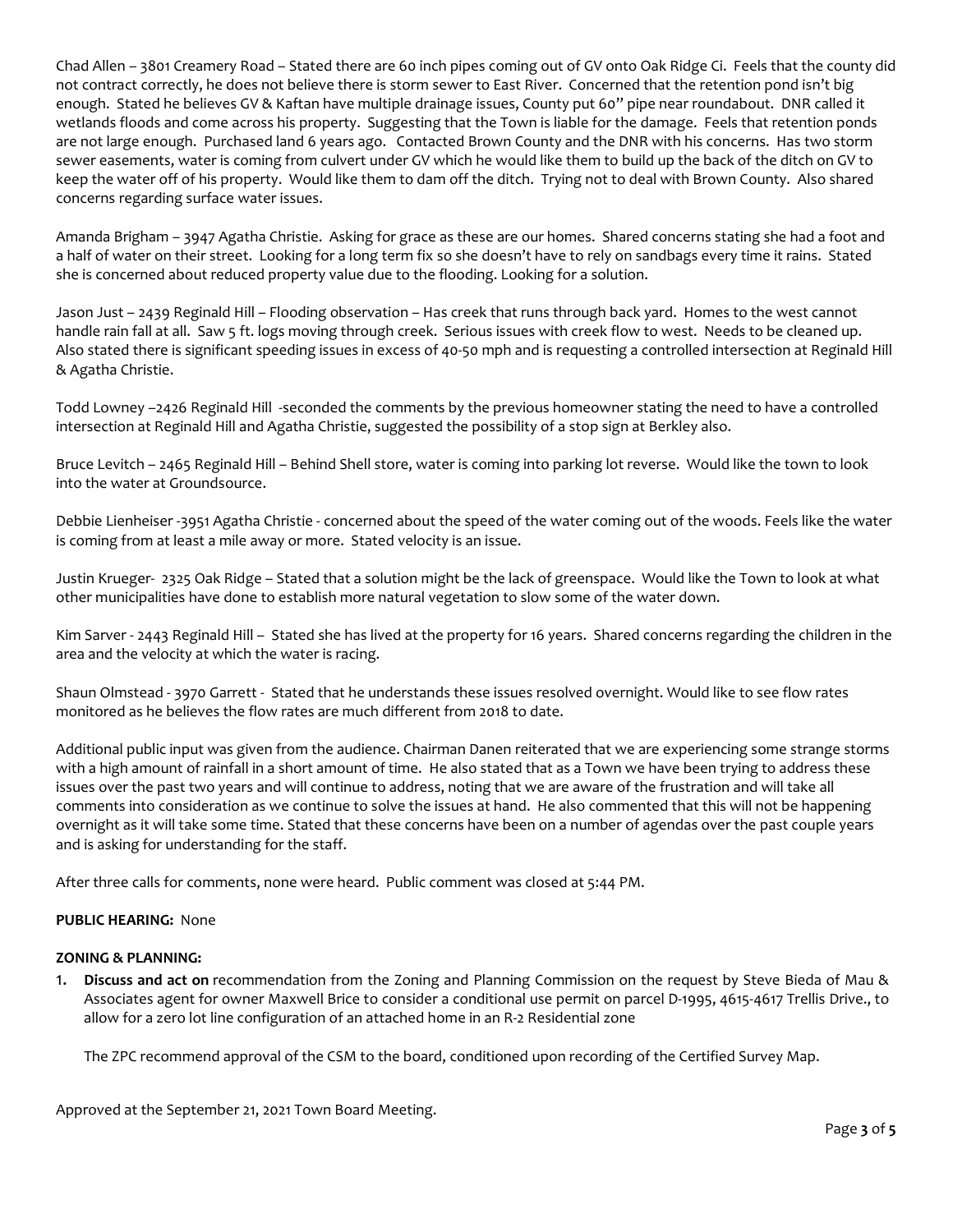Chad Allen – 3801 Creamery Road – Stated there are 60 inch pipes coming out of GV onto Oak Ridge Ci. Feels that the county did not contract correctly, he does not believe there is storm sewer to East River. Concerned that the retention pond isn't big enough. Stated he believes GV & Kaftan have multiple drainage issues, County put 60" pipe near roundabout. DNR called it wetlands floods and come across his property. Suggesting that the Town is liable for the damage. Feels that retention ponds are not large enough. Purchased land 6 years ago. Contacted Brown County and the DNR with his concerns. Has two storm sewer easements, water is coming from culvert under GV which he would like them to build up the back of the ditch on GV to keep the water off of his property. Would like them to dam off the ditch. Trying not to deal with Brown County. Also shared concerns regarding surface water issues.

Amanda Brigham – 3947 Agatha Christie. Asking for grace as these are our homes. Shared concerns stating she had a foot and a half of water on their street. Looking for a long term fix so she doesn't have to rely on sandbags every time it rains. Stated she is concerned about reduced property value due to the flooding. Looking for a solution.

Jason Just – 2439 Reginald Hill – Flooding observation – Has creek that runs through back yard. Homes to the west cannot handle rain fall at all. Saw 5 ft. logs moving through creek. Serious issues with creek flow to west. Needs to be cleaned up. Also stated there is significant speeding issues in excess of 40-50 mph and is requesting a controlled intersection at Reginald Hill & Agatha Christie.

Todd Lowney –2426 Reginald Hill -seconded the comments by the previous homeowner stating the need to have a controlled intersection at Reginald Hill and Agatha Christie, suggested the possibility of a stop sign at Berkley also.

Bruce Levitch – 2465 Reginald Hill – Behind Shell store, water is coming into parking lot reverse. Would like the town to look into the water at Groundsource.

Debbie Lienheiser -3951 Agatha Christie - concerned about the speed of the water coming out of the woods. Feels like the water is coming from at least a mile away or more. Stated velocity is an issue.

Justin Krueger- 2325 Oak Ridge – Stated that a solution might be the lack of greenspace. Would like the Town to look at what other municipalities have done to establish more natural vegetation to slow some of the water down.

Kim Sarver - 2443 Reginald Hill – Stated she has lived at the property for 16 years. Shared concerns regarding the children in the area and the velocity at which the water is racing.

Shaun Olmstead - 3970 Garrett - Stated that he understands these issues resolved overnight. Would like to see flow rates monitored as he believes the flow rates are much different from 2018 to date.

Additional public input was given from the audience. Chairman Danen reiterated that we are experiencing some strange storms with a high amount of rainfall in a short amount of time. He also stated that as a Town we have been trying to address these issues over the past two years and will continue to address, noting that we are aware of the frustration and will take all comments into consideration as we continue to solve the issues at hand. He also commented that this will not be happening overnight as it will take some time. Stated that these concerns have been on a number of agendas over the past couple years and is asking for understanding for the staff.

After three calls for comments, none were heard. Public comment was closed at 5:44 PM.

**PUBLIC HEARING:** None

**ZONING & PLANNING:**

1. **Discuss and act on** recommendation from the Zoning and Planning Commission on the request by Steve Bieda of Mau & Associates agent for owner Maxwell Brice to consider a conditional use permit on parcel D-1995, 4615-4617 Trellis Drive., to allow for a zero lot line configuration of an attached home in an R-2 Residential zone

   The ZPC recommend approval of the CSM to the board, conditioned upon recording of the Certified Survey Map.

Approved at the September 21, 2021 Town Board Meeting.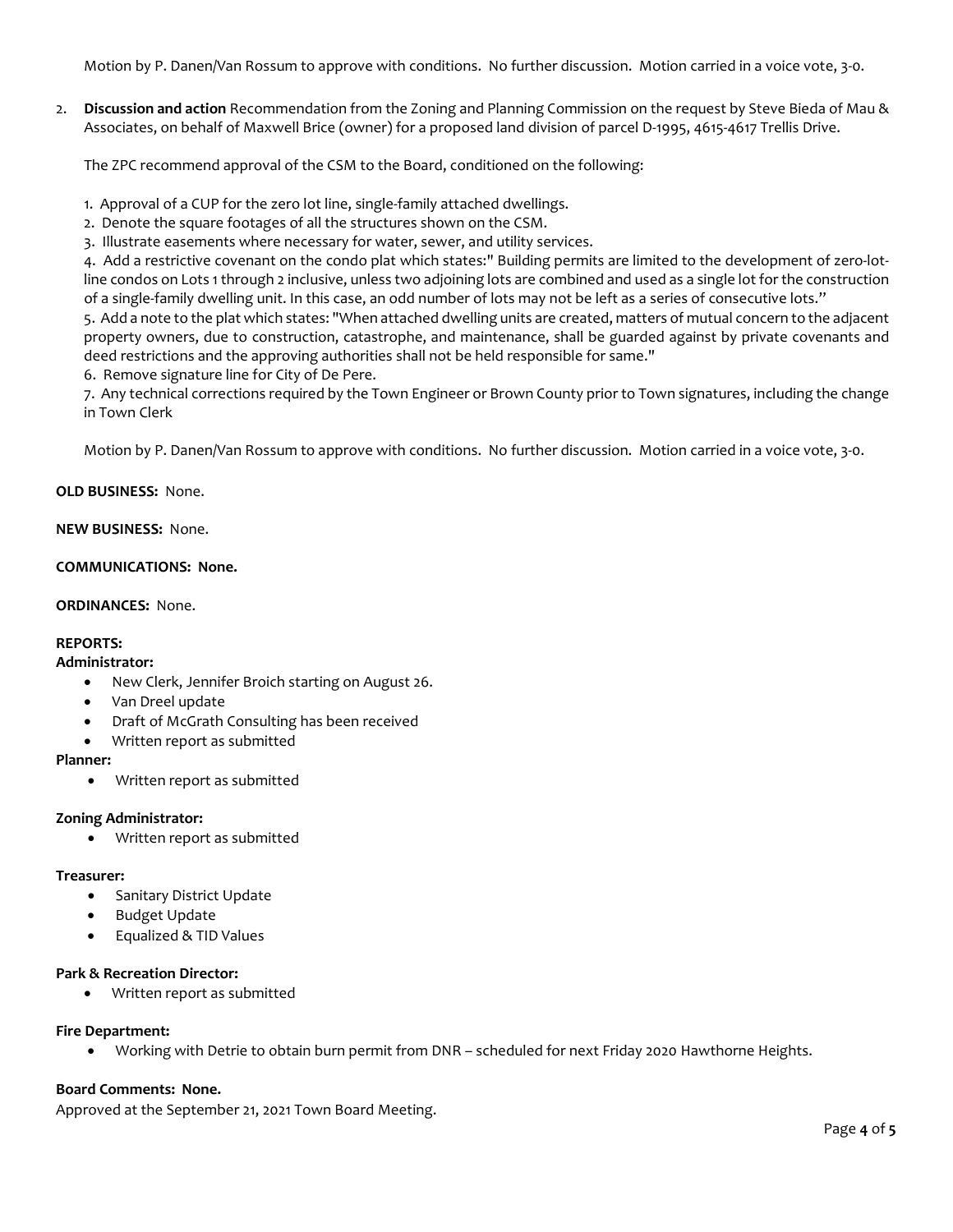Motion by P. Danen/Van Rossum to approve with conditions. No further discussion. Motion carried in a voice vote, 3-0.

2. **Discussion and action** Recommendation from the Zoning and Planning Commission on the request by Steve Bieda of Mau & Associates, on behalf of Maxwell Brice (owner) for a proposed land division of parcel D-1995, 4615-4617 Trellis Drive.

   The ZPC recommend approval of the CSM to the Board, conditioned on the following:

   1. Approval of a CUP for the zero lot line, single-family attached dwellings.
   2. Denote the square footages of all the structures shown on the CSM.
   3. Illustrate easements where necessary for water, sewer, and utility services.
   4. Add a restrictive covenant on the condo plat which states:" Building permits are limited to the development of zero-lot-line condos on Lots 1 through 2 inclusive, unless two adjoining lots are combined and used as a single lot for the construction of a single-family dwelling unit. In this case, an odd number of lots may not be left as a series of consecutive lots."
   5. Add a note to the plat which states: "When attached dwelling units are created, matters of mutual concern to the adjacent property owners, due to construction, catastrophe, and maintenance, shall be guarded against by private covenants and deed restrictions and the approving authorities shall not be held responsible for same."
   6. Remove signature line for City of De Pere.
   7. Any technical corrections required by the Town Engineer or Brown County prior to Town signatures, including the change in Town Clerk

   Motion by P. Danen/Van Rossum to approve with conditions. No further discussion. Motion carried in a voice vote, 3-0.

**OLD BUSINESS:** None.

**NEW BUSINESS:** None.

**COMMUNICATIONS: None.**

**ORDINANCES:** None.

**REPORTS:**

**Administrator:**

- New Clerk, Jennifer Broich starting on August 26.
- Van Dreel update
- Draft of McGrath Consulting has been received
- Written report as submitted

**Planner:**

- Written report as submitted

**Zoning Administrator:**

- Written report as submitted

**Treasurer:**

- Sanitary District Update
- Budget Update
- Equalized & TID Values

**Park & Recreation Director:**

- Written report as submitted

**Fire Department:**

- Working with Detrie to obtain burn permit from DNR – scheduled for next Friday 2020 Hawthorne Heights.

**Board Comments: None.**

Approved at the September 21, 2021 Town Board Meeting.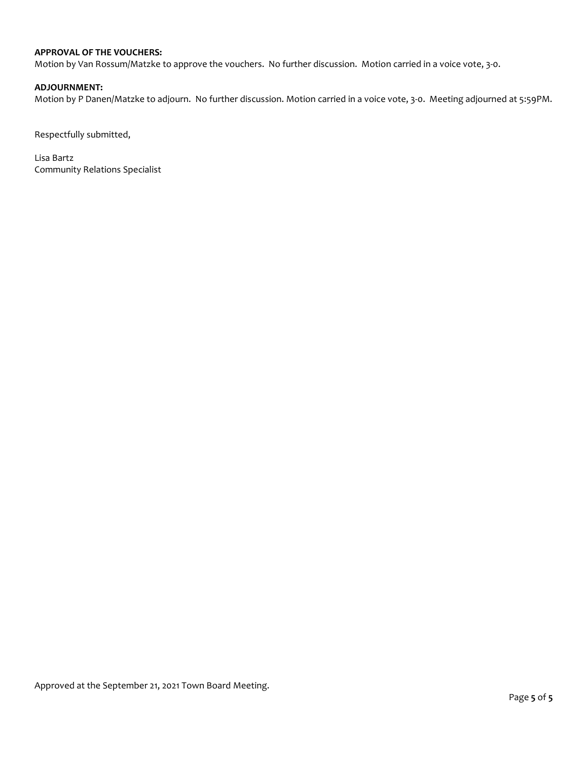**APPROVAL OF THE VOUCHERS:**
Motion by Van Rossum/Matzke to approve the vouchers. No further discussion. Motion carried in a voice vote, 3-0.

**ADJOURNMENT:**
Motion by P Danen/Matzke to adjourn. No further discussion. Motion carried in a voice vote, 3-0. Meeting adjourned at 5:59PM.

Respectfully submitted,

Lisa Bartz
Community Relations Specialist

Approved at the September 21, 2021 Town Board Meeting.